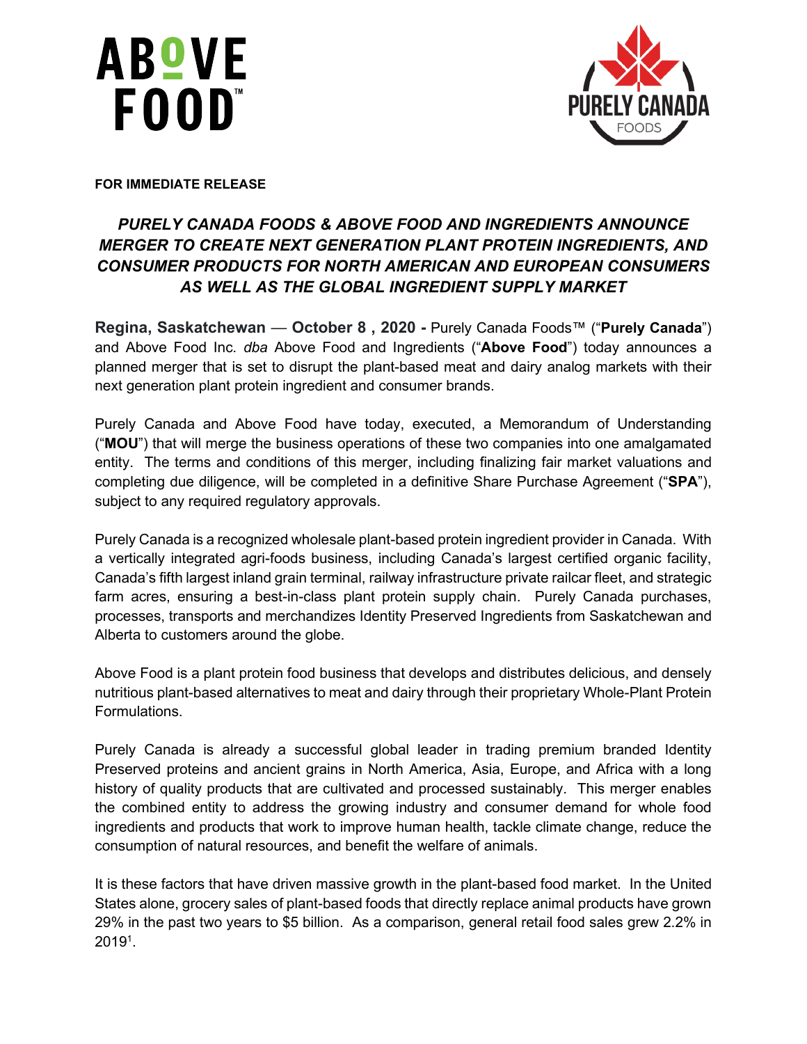ABOVE FOOD

PURELY CANADA FOODS

**FOR IMMEDIATE RELEASE**

# *PURELY CANADA FOODS & ABOVE FOOD AND INGREDIENTS ANNOUNCE MERGER TO CREATE NEXT GENERATION PLANT PROTEIN INGREDIENTS, AND CONSUMER PRODUCTS FOR NORTH AMERICAN AND EUROPEAN CONSUMERS AS WELL AS THE GLOBAL INGREDIENT SUPPLY MARKET*

**Regina, Saskatchewan** — **October 8 , 2020 -** Purely Canada Foods™ ("**Purely Canada**") and Above Food Inc. *dba* Above Food and Ingredients ("**Above Food**") today announces a planned merger that is set to disrupt the plant-based meat and dairy analog markets with their next generation plant protein ingredient and consumer brands.

Purely Canada and Above Food have today, executed, a Memorandum of Understanding ("**MOU**") that will merge the business operations of these two companies into one amalgamated entity. The terms and conditions of this merger, including finalizing fair market valuations and completing due diligence, will be completed in a definitive Share Purchase Agreement ("**SPA**"), subject to any required regulatory approvals.

Purely Canada is a recognized wholesale plant-based protein ingredient provider in Canada. With a vertically integrated agri-foods business, including Canada's largest certified organic facility, Canada's fifth largest inland grain terminal, railway infrastructure private railcar fleet, and strategic farm acres, ensuring a best-in-class plant protein supply chain. Purely Canada purchases, processes, transports and merchandizes Identity Preserved Ingredients from Saskatchewan and Alberta to customers around the globe.

Above Food is a plant protein food business that develops and distributes delicious, and densely nutritious plant-based alternatives to meat and dairy through their proprietary Whole-Plant Protein Formulations.

Purely Canada is already a successful global leader in trading premium branded Identity Preserved proteins and ancient grains in North America, Asia, Europe, and Africa with a long history of quality products that are cultivated and processed sustainably. This merger enables the combined entity to address the growing industry and consumer demand for whole food ingredients and products that work to improve human health, tackle climate change, reduce the consumption of natural resources, and benefit the welfare of animals.

It is these factors that have driven massive growth in the plant-based food market. In the United States alone, grocery sales of plant-based foods that directly replace animal products have grown 29% in the past two years to $5 billion. As a comparison, general retail food sales grew 2.2% in 2019[1].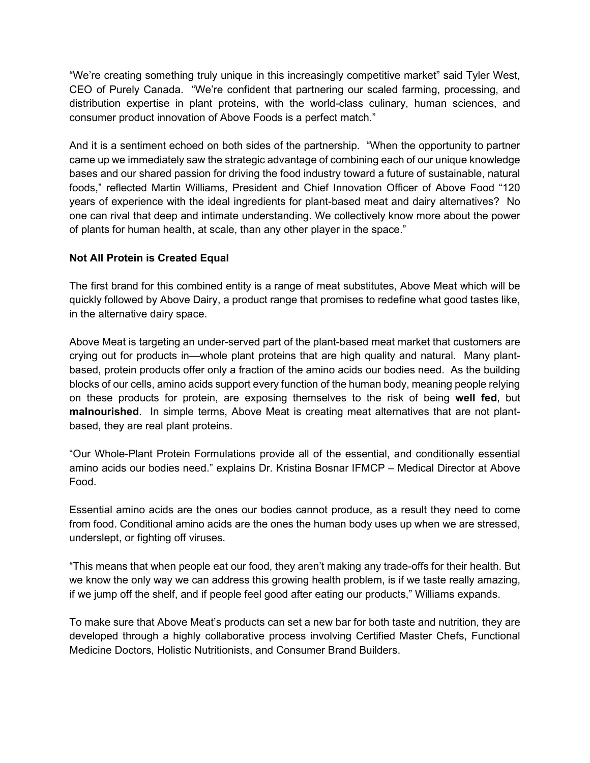"We're creating something truly unique in this increasingly competitive market" said Tyler West, CEO of Purely Canada. "We're confident that partnering our scaled farming, processing, and distribution expertise in plant proteins, with the world-class culinary, human sciences, and consumer product innovation of Above Foods is a perfect match."

And it is a sentiment echoed on both sides of the partnership. "When the opportunity to partner came up we immediately saw the strategic advantage of combining each of our unique knowledge bases and our shared passion for driving the food industry toward a future of sustainable, natural foods," reflected Martin Williams, President and Chief Innovation Officer of Above Food "120 years of experience with the ideal ingredients for plant-based meat and dairy alternatives? No one can rival that deep and intimate understanding. We collectively know more about the power of plants for human health, at scale, than any other player in the space."

**Not All Protein is Created Equal**

The first brand for this combined entity is a range of meat substitutes, Above Meat which will be quickly followed by Above Dairy, a product range that promises to redefine what good tastes like, in the alternative dairy space.

Above Meat is targeting an under-served part of the plant-based meat market that customers are crying out for products in—whole plant proteins that are high quality and natural. Many plant-based, protein products offer only a fraction of the amino acids our bodies need. As the building blocks of our cells, amino acids support every function of the human body, meaning people relying on these products for protein, are exposing themselves to the risk of being **well fed**, but **malnourished**. In simple terms, Above Meat is creating meat alternatives that are not plant-based, they are real plant proteins.

"Our Whole-Plant Protein Formulations provide all of the essential, and conditionally essential amino acids our bodies need." explains Dr. Kristina Bosnar IFMCP – Medical Director at Above Food.

Essential amino acids are the ones our bodies cannot produce, as a result they need to come from food. Conditional amino acids are the ones the human body uses up when we are stressed, underslept, or fighting off viruses.

"This means that when people eat our food, they aren't making any trade-offs for their health. But we know the only way we can address this growing health problem, is if we taste really amazing, if we jump off the shelf, and if people feel good after eating our products," Williams expands.

To make sure that Above Meat's products can set a new bar for both taste and nutrition, they are developed through a highly collaborative process involving Certified Master Chefs, Functional Medicine Doctors, Holistic Nutritionists, and Consumer Brand Builders.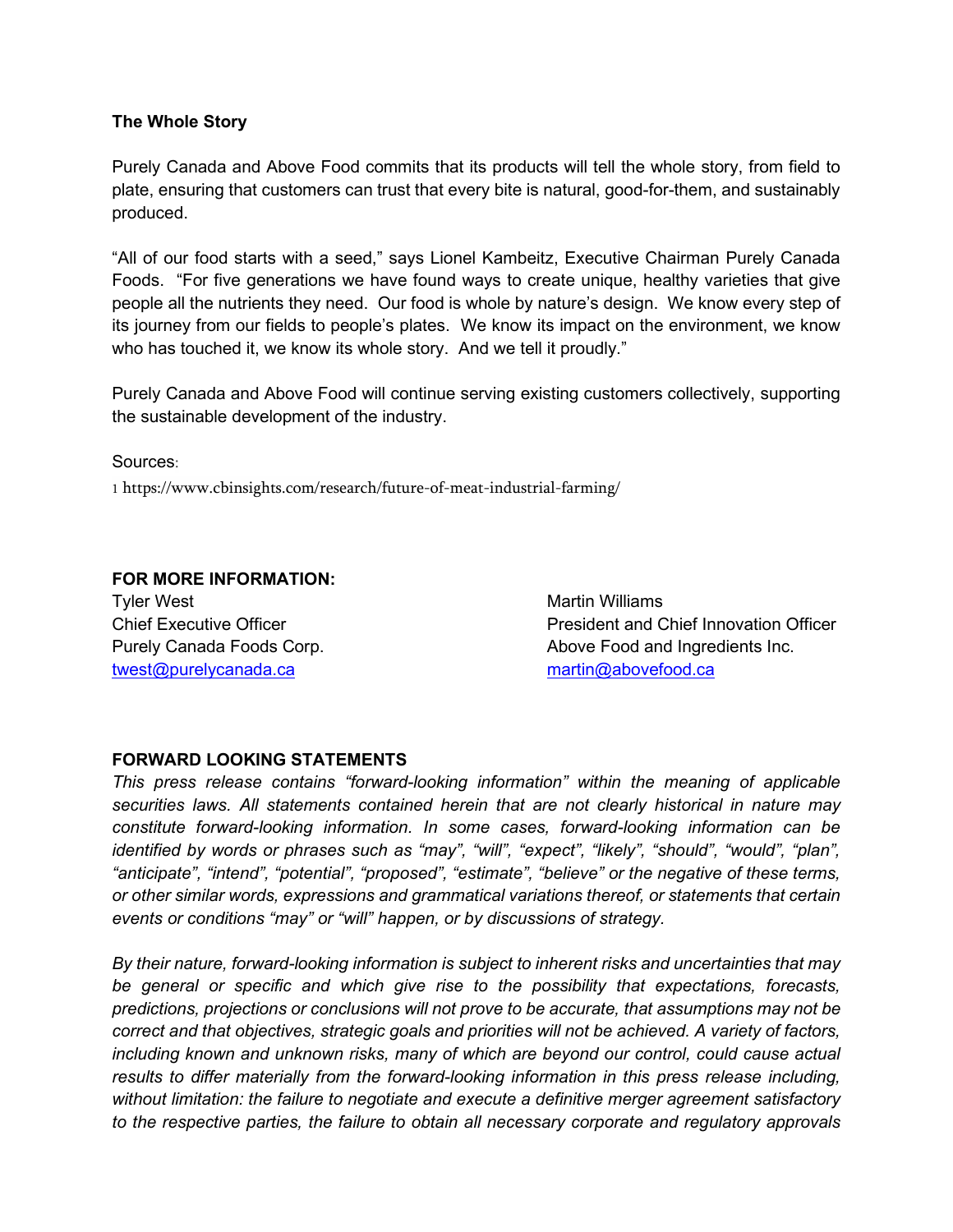**The Whole Story**

Purely Canada and Above Food commits that its products will tell the whole story, from field to plate, ensuring that customers can trust that every bite is natural, good-for-them, and sustainably produced.

"All of our food starts with a seed," says Lionel Kambeitz, Executive Chairman Purely Canada Foods. "For five generations we have found ways to create unique, healthy varieties that give people all the nutrients they need. Our food is whole by nature's design. We know every step of its journey from our fields to people's plates. We know its impact on the environment, we know who has touched it, we know its whole story. And we tell it proudly."

Purely Canada and Above Food will continue serving existing customers collectively, supporting the sustainable development of the industry.

Sources:

1 https://www.cbinsights.com/research/future-of-meat-industrial-farming/

**FOR MORE INFORMATION:**

Tyler West
Chief Executive Officer
Purely Canada Foods Corp.
twest@purelycanada.ca

Martin Williams
President and Chief Innovation Officer
Above Food and Ingredients Inc.
martin@abovefood.ca

**FORWARD LOOKING STATEMENTS**

*This press release contains "forward-looking information" within the meaning of applicable securities laws. All statements contained herein that are not clearly historical in nature may constitute forward-looking information. In some cases, forward-looking information can be identified by words or phrases such as "may", "will", "expect", "likely", "should", "would", "plan", "anticipate", "intend", "potential", "proposed", "estimate", "believe" or the negative of these terms, or other similar words, expressions and grammatical variations thereof, or statements that certain events or conditions "may" or "will" happen, or by discussions of strategy.*

*By their nature, forward-looking information is subject to inherent risks and uncertainties that may be general or specific and which give rise to the possibility that expectations, forecasts, predictions, projections or conclusions will not prove to be accurate, that assumptions may not be correct and that objectives, strategic goals and priorities will not be achieved. A variety of factors, including known and unknown risks, many of which are beyond our control, could cause actual results to differ materially from the forward-looking information in this press release including, without limitation: the failure to negotiate and execute a definitive merger agreement satisfactory to the respective parties, the failure to obtain all necessary corporate and regulatory approvals*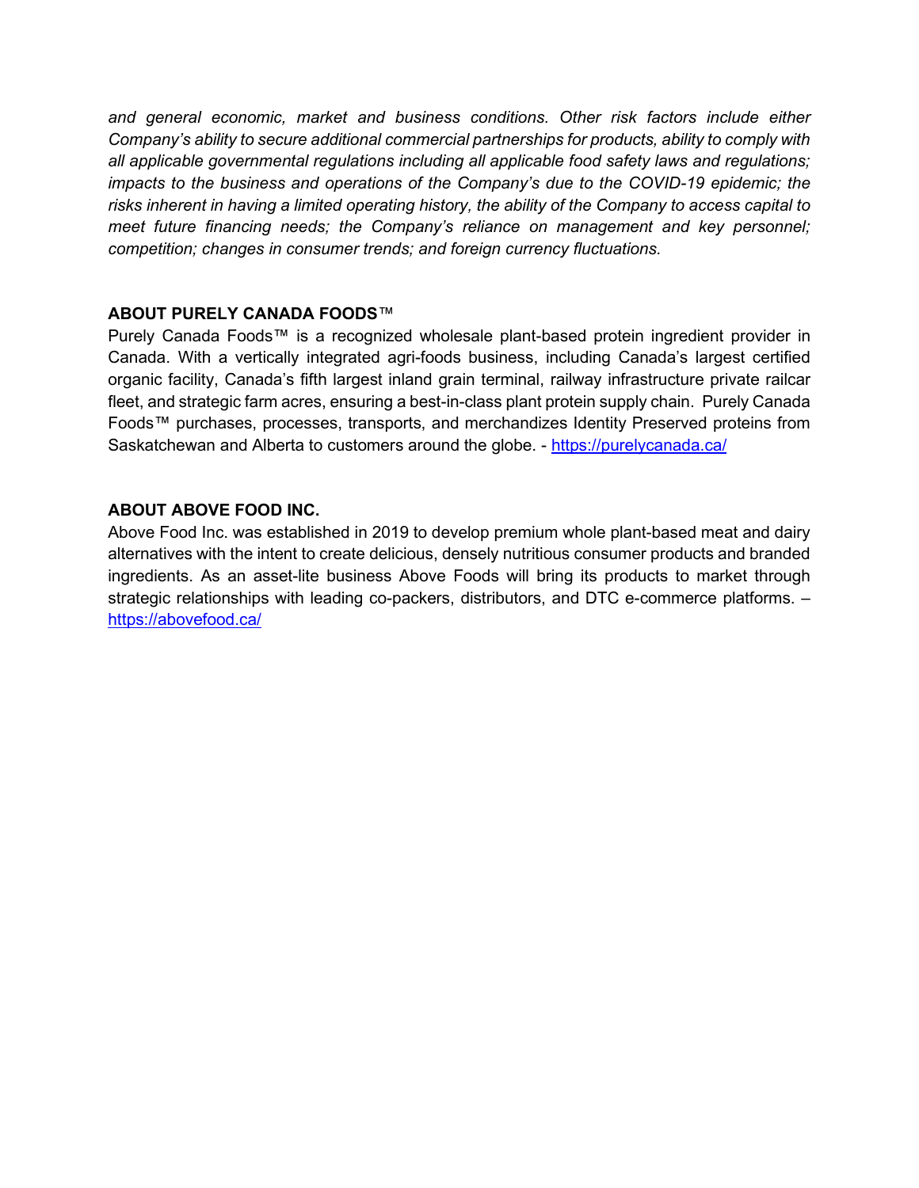*and general economic, market and business conditions. Other risk factors include either Company's ability to secure additional commercial partnerships for products, ability to comply with all applicable governmental regulations including all applicable food safety laws and regulations; impacts to the business and operations of the Company's due to the COVID-19 epidemic; the risks inherent in having a limited operating history, the ability of the Company to access capital to meet future financing needs; the Company's reliance on management and key personnel; competition; changes in consumer trends; and foreign currency fluctuations.*

**ABOUT PURELY CANADA FOODS™**

Purely Canada Foods™ is a recognized wholesale plant-based protein ingredient provider in Canada. With a vertically integrated agri-foods business, including Canada's largest certified organic facility, Canada's fifth largest inland grain terminal, railway infrastructure private railcar fleet, and strategic farm acres, ensuring a best-in-class plant protein supply chain. Purely Canada Foods™ purchases, processes, transports, and merchandizes Identity Preserved proteins from Saskatchewan and Alberta to customers around the globe. - https://purelycanada.ca/

**ABOUT ABOVE FOOD INC.**

Above Food Inc. was established in 2019 to develop premium whole plant-based meat and dairy alternatives with the intent to create delicious, densely nutritious consumer products and branded ingredients. As an asset-lite business Above Foods will bring its products to market through strategic relationships with leading co-packers, distributors, and DTC e-commerce platforms. – https://abovefood.ca/